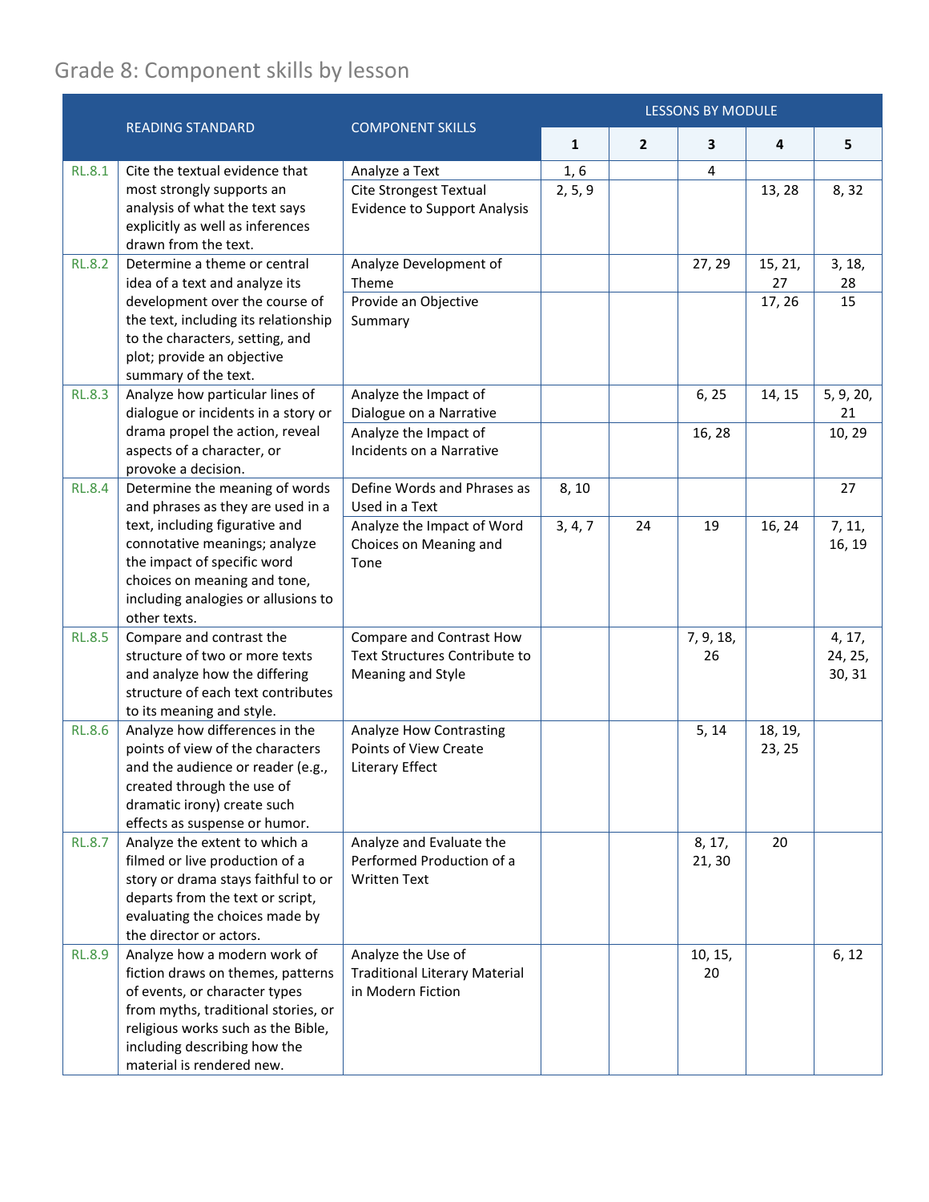# Grade 8: Component skills by lesson

| | READING STANDARD | COMPONENT SKILLS | LESSONS BY MODULE | | | | |
|---|---|---|---|---|---|---|---|
| | | | 1 | 2 | 3 | 4 | 5 |
| RL.8.1 | Cite the textual evidence that most strongly supports an analysis of what the text says explicitly as well as inferences drawn from the text. | Analyze a Text | 1, 6 | | 4 | | |
| | | Cite Strongest Textual Evidence to Support Analysis | 2, 5, 9 | | | 13, 28 | 8, 32 |
| RL.8.2 | Determine a theme or central idea of a text and analyze its development over the course of the text, including its relationship to the characters, setting, and plot; provide an objective summary of the text. | Analyze Development of Theme | | | 27, 29 | 15, 21, 27 | 3, 18, 28 |
| | | Provide an Objective Summary | | | | 17, 26 | 15 |
| RL.8.3 | Analyze how particular lines of dialogue or incidents in a story or drama propel the action, reveal aspects of a character, or provoke a decision. | Analyze the Impact of Dialogue on a Narrative | | | 6, 25 | 14, 15 | 5, 9, 20, 21 |
| | | Analyze the Impact of Incidents on a Narrative | | | 16, 28 | | 10, 29 |
| RL.8.4 | Determine the meaning of words and phrases as they are used in a text, including figurative and connotative meanings; analyze the impact of specific word choices on meaning and tone, including analogies or allusions to other texts. | Define Words and Phrases as Used in a Text | 8, 10 | | | | 27 |
| | | Analyze the Impact of Word Choices on Meaning and Tone | 3, 4, 7 | 24 | 19 | 16, 24 | 7, 11, 16, 19 |
| RL.8.5 | Compare and contrast the structure of two or more texts and analyze how the differing structure of each text contributes to its meaning and style. | Compare and Contrast How Text Structures Contribute to Meaning and Style | | | 7, 9, 18, 26 | | 4, 17, 24, 25, 30, 31 |
| RL.8.6 | Analyze how differences in the points of view of the characters and the audience or reader (e.g., created through the use of dramatic irony) create such effects as suspense or humor. | Analyze How Contrasting Points of View Create Literary Effect | | | 5, 14 | 18, 19, 23, 25 | |
| RL.8.7 | Analyze the extent to which a filmed or live production of a story or drama stays faithful to or departs from the text or script, evaluating the choices made by the director or actors. | Analyze and Evaluate the Performed Production of a Written Text | | | 8, 17, 21, 30 | 20 | |
| RL.8.9 | Analyze how a modern work of fiction draws on themes, patterns of events, or character types from myths, traditional stories, or religious works such as the Bible, including describing how the material is rendered new. | Analyze the Use of Traditional Literary Material in Modern Fiction | | | 10, 15, 20 | | 6, 12 |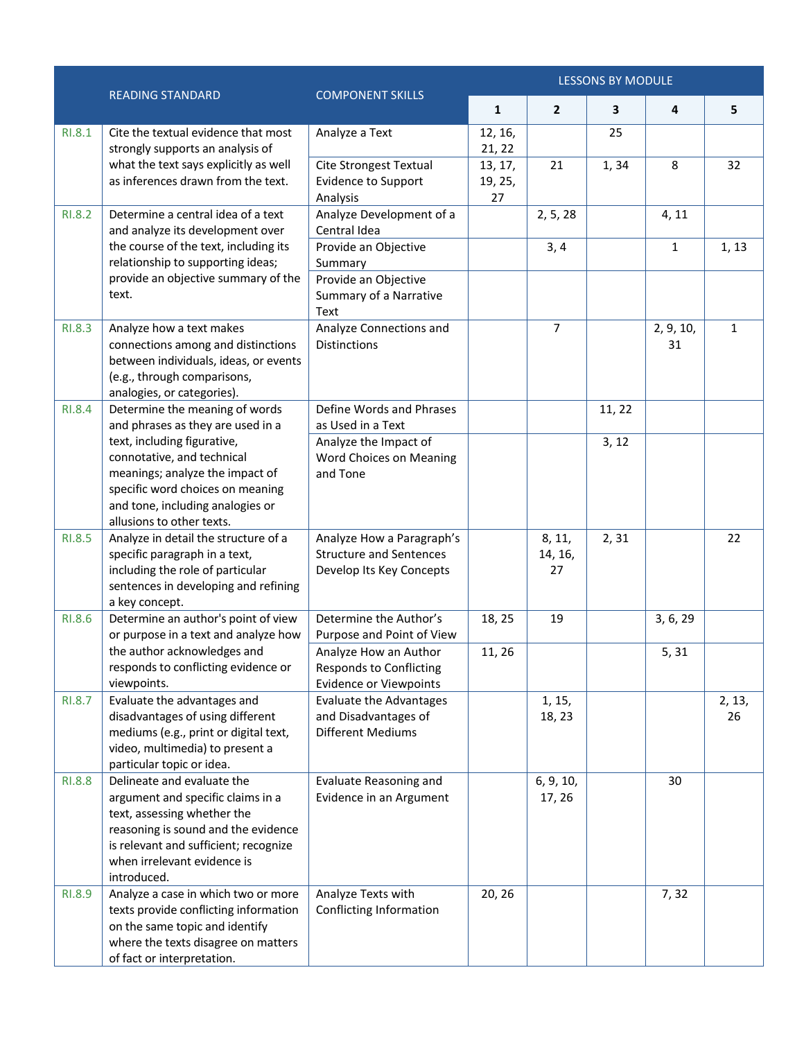| | READING STANDARD | COMPONENT SKILLS | LESSONS BY MODULE | | | | |
|---|---|---|---|---|---|---|---|
| | | | 1 | 2 | 3 | 4 | 5 |
| RI.8.1 | Cite the textual evidence that most strongly supports an analysis of what the text says explicitly as well as inferences drawn from the text. | Analyze a Text | 12, 16, 21, 22 | | 25 | | |
| | | Cite Strongest Textual Evidence to Support Analysis | 13, 17, 19, 25, 27 | 21 | 1, 34 | 8 | 32 |
| RI.8.2 | Determine a central idea of a text and analyze its development over the course of the text, including its relationship to supporting ideas; provide an objective summary of the text. | Analyze Development of a Central Idea | | 2, 5, 28 | | 4, 11 | |
| | | Provide an Objective Summary | | 3, 4 | | 1 | 1, 13 |
| | | Provide an Objective Summary of a Narrative Text | | | | | |
| RI.8.3 | Analyze how a text makes connections among and distinctions between individuals, ideas, or events (e.g., through comparisons, analogies, or categories). | Analyze Connections and Distinctions | | 7 | | 2, 9, 10, 31 | 1 |
| RI.8.4 | Determine the meaning of words and phrases as they are used in a text, including figurative, connotative, and technical meanings; analyze the impact of specific word choices on meaning and tone, including analogies or allusions to other texts. | Define Words and Phrases as Used in a Text | | | 11, 22 | | |
| | | Analyze the Impact of Word Choices on Meaning and Tone | | | 3, 12 | | |
| RI.8.5 | Analyze in detail the structure of a specific paragraph in a text, including the role of particular sentences in developing and refining a key concept. | Analyze How a Paragraph's Structure and Sentences Develop Its Key Concepts | | 8, 11, 14, 16, 27 | 2, 31 | | 22 |
| RI.8.6 | Determine an author's point of view or purpose in a text and analyze how the author acknowledges and responds to conflicting evidence or viewpoints. | Determine the Author's Purpose and Point of View | 18, 25 | 19 | | 3, 6, 29 | |
| | | Analyze How an Author Responds to Conflicting Evidence or Viewpoints | 11, 26 | | | 5, 31 | |
| RI.8.7 | Evaluate the advantages and disadvantages of using different mediums (e.g., print or digital text, video, multimedia) to present a particular topic or idea. | Evaluate the Advantages and Disadvantages of Different Mediums | | 1, 15, 18, 23 | | | 2, 13, 26 |
| RI.8.8 | Delineate and evaluate the argument and specific claims in a text, assessing whether the reasoning is sound and the evidence is relevant and sufficient; recognize when irrelevant evidence is introduced. | Evaluate Reasoning and Evidence in an Argument | | 6, 9, 10, 17, 26 | | 30 | |
| RI.8.9 | Analyze a case in which two or more texts provide conflicting information on the same topic and identify where the texts disagree on matters of fact or interpretation. | Analyze Texts with Conflicting Information | 20, 26 | | | 7, 32 | |